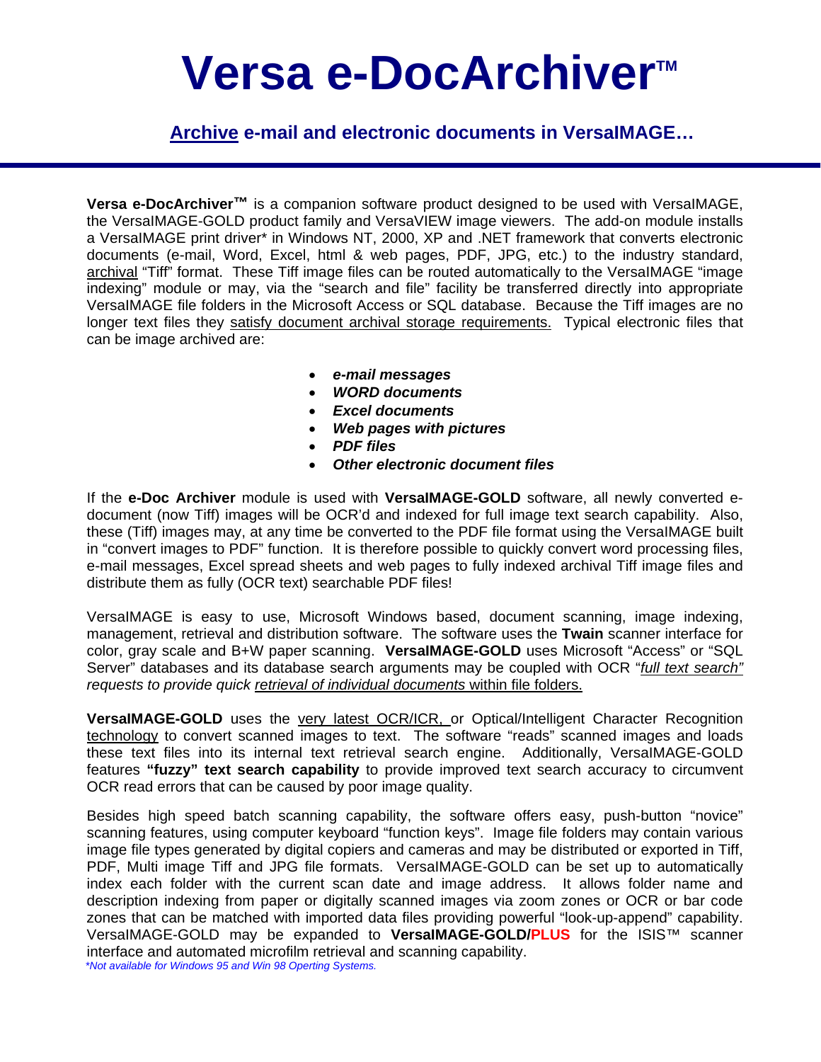# Versa e-DocArchiver™

## Archive e-mail and electronic documents in VersaIMAGE…

**Versa e-DocArchiver™** is a companion software product designed to be used with VersaIMAGE, the VersaIMAGE-GOLD product family and VersaVIEW image viewers. The add-on module installs a VersaIMAGE print driver* in Windows NT, 2000, XP and .NET framework that converts electronic documents (e-mail, Word, Excel, html & web pages, PDF, JPG, etc.) to the industry standard, archival "Tiff" format. These Tiff image files can be routed automatically to the VersaIMAGE "image indexing" module or may, via the "search and file" facility be transferred directly into appropriate VersaIMAGE file folders in the Microsoft Access or SQL database. Because the Tiff images are no longer text files they satisfy document archival storage requirements. Typical electronic files that can be image archived are:

- ***e-mail messages***
- ***WORD documents***
- ***Excel documents***
- ***Web pages with pictures***
- ***PDF files***
- ***Other electronic document files***

If the **e-Doc Archiver** module is used with **VersaIMAGE-GOLD** software, all newly converted e-document (now Tiff) images will be OCR'd and indexed for full image text search capability. Also, these (Tiff) images may, at any time be converted to the PDF file format using the VersaIMAGE built in "convert images to PDF" function. It is therefore possible to quickly convert word processing files, e-mail messages, Excel spread sheets and web pages to fully indexed archival Tiff image files and distribute them as fully (OCR text) searchable PDF files!

VersaIMAGE is easy to use, Microsoft Windows based, document scanning, image indexing, management, retrieval and distribution software. The software uses the **Twain** scanner interface for color, gray scale and B+W paper scanning. **VersaIMAGE-GOLD** uses Microsoft "Access" or "SQL Server" databases and its database search arguments may be coupled with OCR "*full text search" requests to provide quick retrieval of individual documents* within file folders.

**VersaIMAGE-GOLD** uses the very latest OCR/ICR, or Optical/Intelligent Character Recognition technology to convert scanned images to text. The software "reads" scanned images and loads these text files into its internal text retrieval search engine. Additionally, VersaIMAGE-GOLD features **"fuzzy" text search capability** to provide improved text search accuracy to circumvent OCR read errors that can be caused by poor image quality.

Besides high speed batch scanning capability, the software offers easy, push-button "novice" scanning features, using computer keyboard "function keys". Image file folders may contain various image file types generated by digital copiers and cameras and may be distributed or exported in Tiff, PDF, Multi image Tiff and JPG file formats. VersaIMAGE-GOLD can be set up to automatically index each folder with the current scan date and image address. It allows folder name and description indexing from paper or digitally scanned images via zoom zones or OCR or bar code zones that can be matched with imported data files providing powerful "look-up-append" capability. VersaIMAGE-GOLD may be expanded to **VersaIMAGE-GOLD/PLUS** for the ISIS™ scanner interface and automated microfilm retrieval and scanning capability.

*\*Not available for Windows 95 and Win 98 Operting Systems.*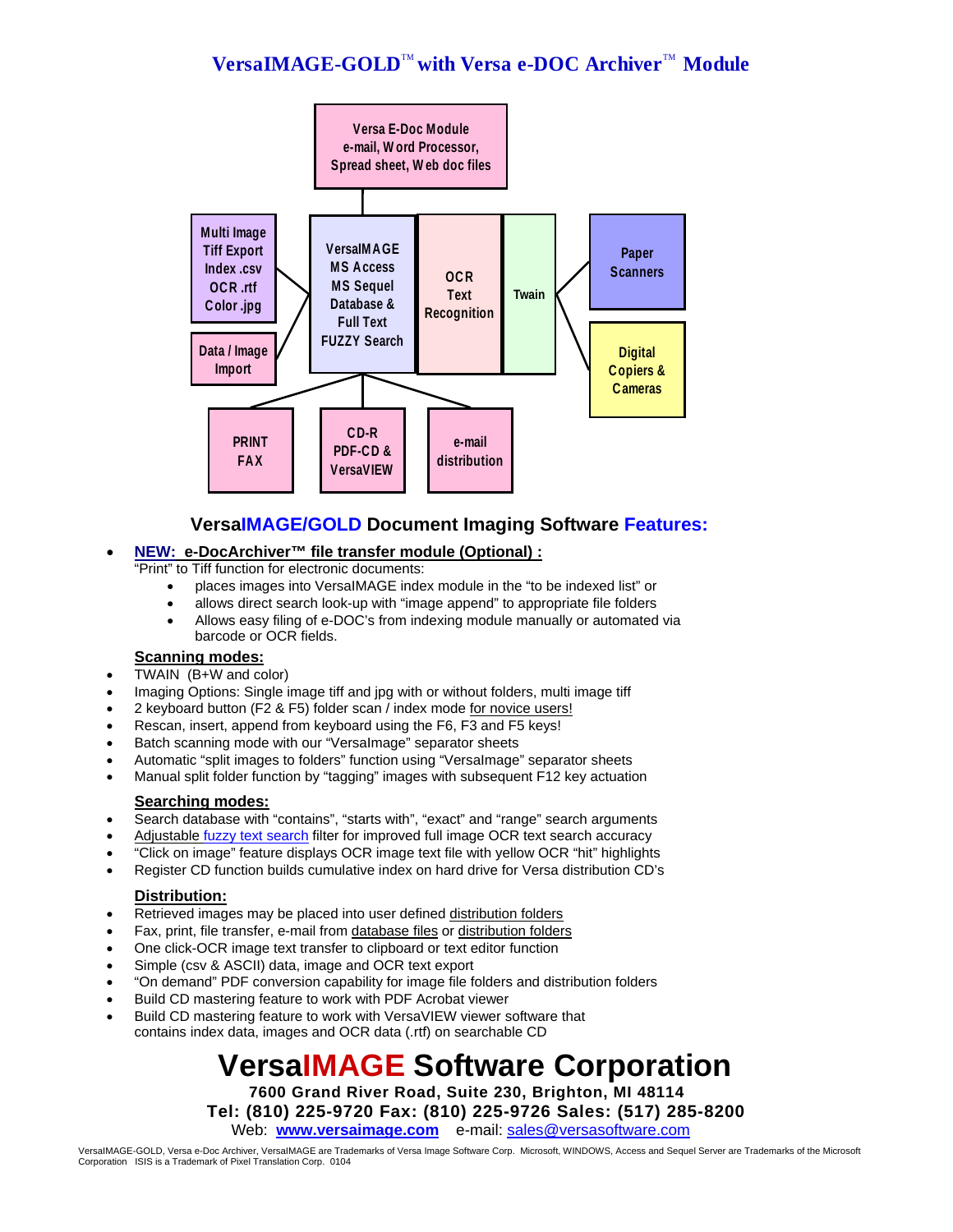# VersaIMAGE-GOLD™ with Versa e-DOC Archiver™ Module

Versa E-Doc Module
e-mail, Word Processor,
Spread sheet, Web doc files

Multi Image
Tiff Export
Index .csv
OCR .rtf
Color .jpg

Data / Image
Import

VersaIMAGE
MS Access
MS Sequel
Database &
Full Text
FUZZY Search

OCR
Text
Recognition

Twain

Paper
Scanners

Digital
Copiers &
Cameras

PRINT
FAX

CD-R
PDF-CD &
VersaVIEW

e-mail
distribution

## VersaIMAGE/GOLD Document Imaging Software Features:

- **NEW: e-DocArchiver™ file transfer module (Optional) :**
  "Print" to Tiff function for electronic documents:
  - places images into VersaIMAGE index module in the "to be indexed list" or
  - allows direct search look-up with "image append" to appropriate file folders
  - Allows easy filing of e-DOC's from indexing module manually or automated via barcode or OCR fields.

### Scanning modes:

- TWAIN (B+W and color)
- Imaging Options: Single image tiff and jpg with or without folders, multi image tiff
- 2 keyboard button (F2 & F5) folder scan / index mode for novice users!
- Rescan, insert, append from keyboard using the F6, F3 and F5 keys!
- Batch scanning mode with our "VersaImage" separator sheets
- Automatic "split images to folders" function using "VersaImage" separator sheets
- Manual split folder function by "tagging" images with subsequent F12 key actuation

### Searching modes:

- Search database with "contains", "starts with", "exact" and "range" search arguments
- Adjustable fuzzy text search filter for improved full image OCR text search accuracy
- "Click on image" feature displays OCR image text file with yellow OCR "hit" highlights
- Register CD function builds cumulative index on hard drive for Versa distribution CD's

### Distribution:

- Retrieved images may be placed into user defined distribution folders
- Fax, print, file transfer, e-mail from database files or distribution folders
- One click-OCR image text transfer to clipboard or text editor function
- Simple (csv & ASCII) data, image and OCR text export
- "On demand" PDF conversion capability for image file folders and distribution folders
- Build CD mastering feature to work with PDF Acrobat viewer
- Build CD mastering feature to work with VersaVIEW viewer software that contains index data, images and OCR data (.rtf) on searchable CD

# VersaIMAGE Software Corporation

**7600 Grand River Road, Suite 230, Brighton, MI 48114**
**Tel: (810) 225-9720 Fax: (810) 225-9726 Sales: (517) 285-8200**
Web: **www.versaimage.com** e-mail: sales@versasoftware.com

VersaIMAGE-GOLD, Versa e-Doc Archiver, VersaIMAGE are Trademarks of Versa Image Software Corp. Microsoft, WINDOWS, Access and Sequel Server are Trademarks of the Microsoft Corporation ISIS is a Trademark of Pixel Translation Corp. 0104